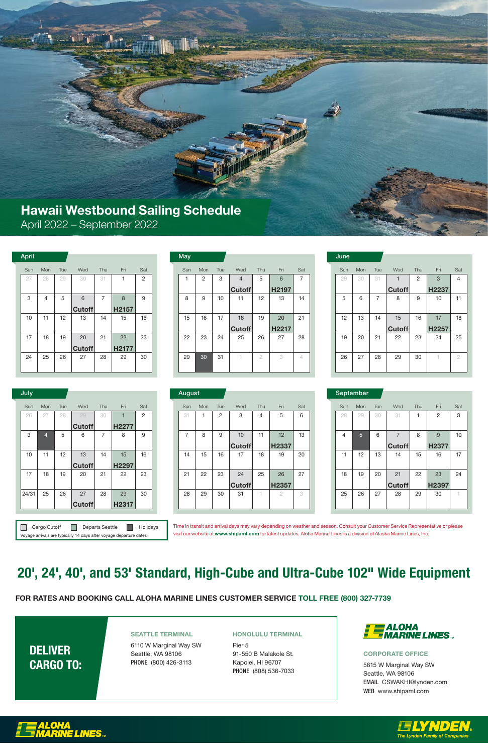# Hawaii Westbound Sailing Schedule

April 2022 – September 2022

## April

| Sun | Mon | Tue | Wed | Thu | Fri | Sat |
|---|---|---|---|---|---|---|
| 27 | 28 | 29 | 30 | 31 | 1 | 2 |
| 3 | 4 | 5 | 6 Cutoff | 7 | 8 H2157 | 9 |
| 10 | 11 | 12 | 13 | 14 | 15 | 16 |
| 17 | 18 | 19 | 20 Cutoff | 21 | 22 H2177 | 23 |
| 24 | 25 | 26 | 27 | 28 | 29 | 30 |

## May

| Sun | Mon | Tue | Wed | Thu | Fri | Sat |
|---|---|---|---|---|---|---|
| 1 | 2 | 3 | 4 Cutoff | 5 | 6 H2197 | 7 |
| 8 | 9 | 10 | 11 | 12 | 13 | 14 |
| 15 | 16 | 17 | 18 Cutoff | 19 | 20 H2217 | 21 |
| 22 | 23 | 24 | 25 | 26 | 27 | 28 |
| 29 | 30 | 31 | 1 | 2 | 3 | 4 |

## June

| Sun | Mon | Tue | Wed | Thu | Fri | Sat |
|---|---|---|---|---|---|---|
| 29 | 30 | 31 | 1 Cutoff | 2 | 3 H2237 | 4 |
| 5 | 6 | 7 | 8 | 9 | 10 | 11 |
| 12 | 13 | 14 | 15 Cutoff | 16 | 17 H2257 | 18 |
| 19 | 20 | 21 | 22 | 23 | 24 | 25 |
| 26 | 27 | 28 | 29 | 30 | 1 | 2 |

## July

| Sun | Mon | Tue | Wed | Thu | Fri | Sat |
|---|---|---|---|---|---|---|
| 26 | 27 | 28 | 29 Cutoff | 30 | 1 H2277 | 2 |
| 3 | 4 | 5 | 6 | 7 | 8 | 9 |
| 10 | 11 | 12 | 13 Cutoff | 14 | 15 H2297 | 16 |
| 17 | 18 | 19 | 20 | 21 | 22 | 23 |
| 24/31 | 25 | 26 | 27 Cutoff | 28 | 29 H2317 | 30 |

## August

| Sun | Mon | Tue | Wed | Thu | Fri | Sat |
|---|---|---|---|---|---|---|
| 31 | 1 | 2 | 3 | 4 | 5 | 6 |
| 7 | 8 | 9 | 10 Cutoff | 11 | 12 H2337 | 13 |
| 14 | 15 | 16 | 17 | 18 | 19 | 20 |
| 21 | 22 | 23 | 24 Cutoff | 25 | 26 H2357 | 27 |
| 28 | 29 | 30 | 31 | 1 | 2 | 3 |

## September

| Sun | Mon | Tue | Wed | Thu | Fri | Sat |
|---|---|---|---|---|---|---|
| 28 | 29 | 30 | 31 | 1 | 2 | 3 |
| 4 | 5 | 6 | 7 Cutoff | 8 | 9 H2377 | 10 |
| 11 | 12 | 13 | 14 | 15 | 16 | 17 |
| 18 | 19 | 20 | 21 Cutoff | 22 | 23 H2397 | 24 |
| 25 | 26 | 27 | 28 | 29 | 30 | 1 |

= Cargo Cutoff = Departs Seattle = Holidays

Voyage arrivals are typically 14 days after voyage departure dates

Time in transit and arrival days may vary depending on weather and season. Consult your Customer Service Representative or please visit our website at **www.shipaml.com** for latest updates. Aloha Marine Lines is a division of Alaska Marine Lines, Inc.

## 20', 24', 40', and 53' Standard, High-Cube and Ultra-Cube 102" Wide Equipment

**FOR RATES AND BOOKING CALL ALOHA MARINE LINES CUSTOMER SERVICE TOLL FREE (800) 327-7739**

**DELIVER CARGO TO:**

**SEATTLE TERMINAL**
6110 W Marginal Way SW
Seattle, WA 98106
**PHONE** (800) 426-3113

**HONOLULU TERMINAL**
Pier 5
91-550 B Malakole St.
Kapolei, HI 96707
**PHONE** (808) 536-7033

ALOHA MARINE LINES

**CORPORATE OFFICE**
5615 W Marginal Way SW
Seattle, WA 98106
**EMAIL** CSWAKHI@lynden.com
**WEB** www.shipaml.com

ALOHA MARINE LINES

LYNDEN. The Lynden Family of Companies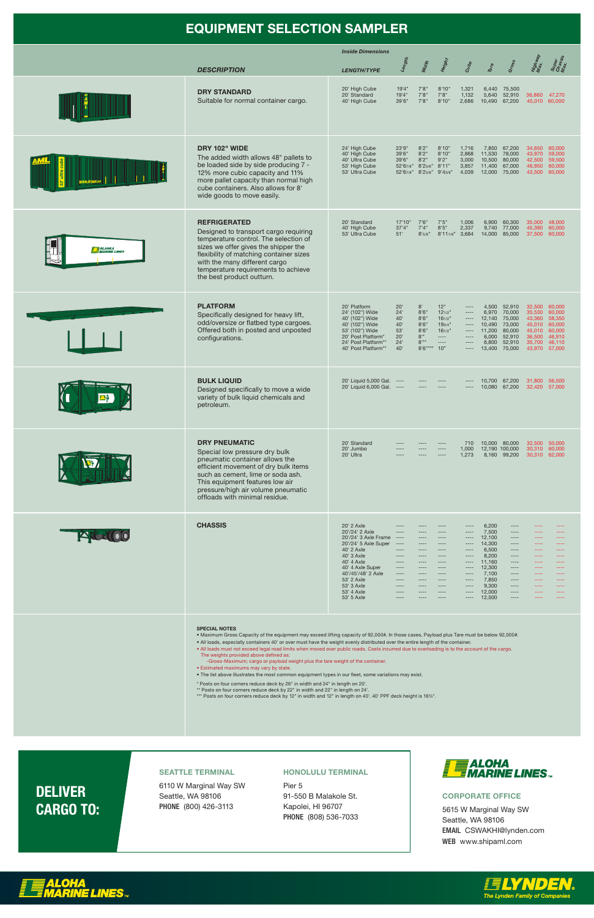# EQUIPMENT SELECTION SAMPLER

| DESCRIPTION | LENGTH/TYPE | Length | Width | Height | Cube | Tare | Gross | Highway Max. | Super Chassis Max. |
|---|---|---|---|---|---|---|---|---|---|
| | | *Inside Dimensions* | | | | | | | |
| **DRY STANDARD** Suitable for normal container cargo. | 20' High Cube | 19'4" | 7'8" | 8'10" | 1,321 | 6,440 | 75,500 | | |
| | 20' Standard | 19'4" | 7'8" | 7'8" | 1,132 | 5,640 | 52,910 | 36,860 | 47,270 |
| | 40' High Cube | 39'6" | 7'8" | 8'10" | 2,686 | 10,490 | 67,200 | 45,010 | 60,000 |
| **DRY 102" WIDE** The added width allows 48" pallets to be loaded side by side producing 7 - 12% more cubic capacity and 11% more pallet capacity than normal high cube containers. Also allows for 8' wide goods to move easily. | 24' High Cube | 23'9" | 8'2" | 8'10" | 1,716 | 7,850 | 67,200 | 34,650 | 60,000 |
| | 40' High Cube | 39'6" | 8'2" | 8'10" | 2,868 | 11,530 | 78,000 | 43,970 | 59,000 |
| | 40' Ultra Cube | 39'6" | 8'2" | 9'2" | 3,000 | 10,500 | 80,000 | 42,500 | 59,500 |
| | 53' High Cube | 52'6⅞" | 8'2⅜" | 8'11" | 3,857 | 11,400 | 67,000 | 46,950 | 60,000 |
| | 53' Ultra Cube | 52'6⅞" | 8'2⅜" | 9'4⅜" | 4,039 | 12,000 | 75,000 | 43,500 | 60,000 |
| **REFRIGERATED** Designed to transport cargo requiring temperature control. The selection of sizes we offer gives the shipper the flexibility of matching container sizes with the many different cargo temperature requirements to achieve the best product outturn. | 20' Standard | 17'10" | 7'6" | 7'5" | 1,006 | 6,900 | 60,300 | 35,000 | 48,000 |
| | 40' High Cube | 37'4" | 7'4" | 8'5" | 2,337 | 9,740 | 77,000 | 45,380 | 60,000 |
| | 53' Ultra Cube | 51' | 8'⅝" | 8'11⅛" | 3,684 | 14,000 | 85,000 | 37,500 | 60,000 |
| **PLATFORM** Specifically designed for heavy lift, odd/oversize or flatbed type cargoes. Offered both in posted and unposted configurations. | 20' Platform | 20' | 8' | 12" | ---- | 4,500 | 52,910 | 32,500 | 60,000 |
| | 24' (102") Wide | 24' | 8'6" | 12½" | ---- | 6,970 | 70,000 | 35,530 | 60,000 |
| | 40' (102") Wide | 40' | 8'6" | 16½" | ---- | 12,140 | 75,000 | 43,360 | 58,350 |
| | 40' (102") Wide | 40' | 8'6" | 19¼" | ---- | 10,490 | 73,000 | 45,010 | 60,000 |
| | 53' (102") Wide | 53' | 8'6" | 16½" | ---- | 11,200 | 80,000 | 45,010 | 60,000 |
| | 20' Post Platform* | 20' | 8'* | ---- | ---- | 6,000 | 52,910 | 36,500 | 46,910 |
| | 24' Post Platform** | 24' | 8'** | ---- | ---- | 6,800 | 52,910 | 35,700 | 46,110 |
| | 40' Post Platform** | 40' | 8'6"*** | 10" | ---- | 13,400 | 75,000 | 43,970 | 57,000 |
| **BULK LIQUID** Designed specifically to move a wide variety of bulk liquid chemicals and petroleum. | 20' Liquid 5,000 Gal. | ---- | ---- | ---- | ---- | 10,700 | 67,200 | 31,800 | 56,500 |
| | 20' Liquid 6,000 Gal. | ---- | ---- | ---- | ---- | 10,080 | 67,200 | 32,420 | 57,000 |
| **DRY PNEUMATIC** Special low pressure dry bulk pneumatic container allows the efficient movement of dry bulk items such as cement, lime or soda ash. This equipment features low air pressure/high air volume pneumatic offloads with minimal residue. | 20' Standard | ---- | ---- | ---- | 710 | 10,000 | 80,000 | 32,500 | 50,000 |
| | 20' Jumbo | ---- | ---- | ---- | 1,000 | 12,190 | 100,000 | 30,310 | 60,000 |
| | 20' Ultra | ---- | ---- | ---- | 1,273 | 8,160 | 99,200 | 30,310 | 62,000 |
| **CHASSIS** | 20' 2 Axle | ---- | ---- | ---- | ---- | 6,200 | ---- | ---- | ---- |
| | 20'/24' 2 Axle | ---- | ---- | ---- | ---- | 7,500 | ---- | ---- | ---- |
| | 20'/24' 3 Axle Frame | ---- | ---- | ---- | ---- | 12,100 | ---- | ---- | ---- |
| | 20'/25' 5 Axle Super | ---- | ---- | ---- | ---- | 14,300 | ---- | ---- | ---- |
| | 40' 2 Axle | ---- | ---- | ---- | ---- | 6,500 | ---- | ---- | ---- |
| | 40' 3 Axle | ---- | ---- | ---- | ---- | 8,200 | ---- | ---- | ---- |
| | 40' 4 Axle | ---- | ---- | ---- | ---- | 11,160 | ---- | ---- | ---- |
| | 40' 4 Axle Super | ---- | ---- | ---- | ---- | 12,300 | ---- | ---- | ---- |
| | 40'/45'/48' 2 Axle | ---- | ---- | ---- | ---- | 7,100 | ---- | ---- | ---- |
| | 53' 2 Axle | ---- | ---- | ---- | ---- | 7,850 | ---- | ---- | ---- |
| | 53' 3 Axle | ---- | ---- | ---- | ---- | 9,300 | ---- | ---- | ---- |
| | 53' 4 Axle | ---- | ---- | ---- | ---- | 12,000 | ---- | ---- | ---- |
| | 53' 5 Axle | ---- | ---- | ---- | ---- | 12,500 | ---- | ---- | ---- |

**SPECIAL NOTES**

- Maximum Gross Capacity of the equipment may exceed lifting capacity of 92,000#. In those cases, Payload plus Tare must be below 92,000#.
- All loads, especially containers 40' or over must have the weight evenly distributed over the entire length of the container.
- All loads must not exceed legal road limits when moved over public roads. Costs incurred due to overloading is to the account of the cargo. The weights provided above defined as:
  - Gross-Maximum; cargo or payload weight plus the tare weight of the container.
- Estimated maximums may vary by state.
- The list above illustrates the most common equipment types in our fleet, some variations may exist.

\* Posts on four corners reduce deck by 26" in width and 24" in length on 20'.
\*\* Posts on four corners reduce deck by 22" in width and 22" in length on 24'.
\*\*\* Posts on four corners reduce deck by 12" in width and 12" in length on 40'. 40' PPF deck height is 16½".

## DELIVER CARGO TO:

**SEATTLE TERMINAL**
6110 W Marginal Way SW
Seattle, WA 98106
**PHONE** (800) 426-3113

**HONOLULU TERMINAL**
Pier 5
91-550 B Malakole St.
Kapolei, HI 96707
**PHONE** (808) 536-7033

**ALOHA MARINE LINES**

**CORPORATE OFFICE**
5615 W Marginal Way SW
Seattle, WA 98106
**EMAIL** CSWAKHI@lynden.com
**WEB** www.shipaml.com

ALOHA MARINE LINES

LYNDEN. The Lynden Family of Companies